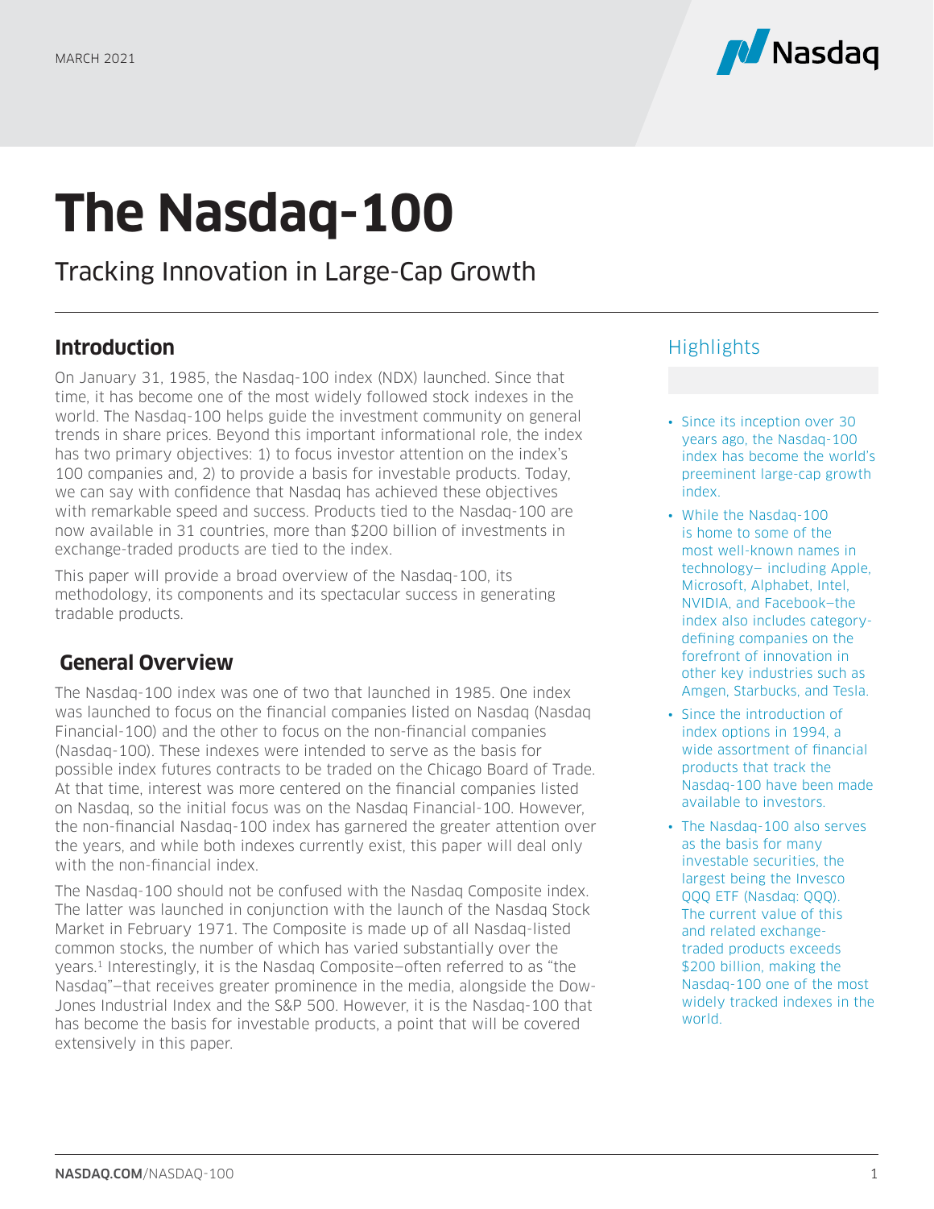MARCH 2021

# The Nasdaq-100

## Tracking Innovation in Large-Cap Growth

## Introduction

On January 31, 1985, the Nasdaq-100 index (NDX) launched. Since that time, it has become one of the most widely followed stock indexes in the world. The Nasdaq-100 helps guide the investment community on general trends in share prices. Beyond this important informational role, the index has two primary objectives: 1) to focus investor attention on the index's 100 companies and, 2) to provide a basis for investable products. Today, we can say with confidence that Nasdaq has achieved these objectives with remarkable speed and success. Products tied to the Nasdaq-100 are now available in 31 countries, more than $200 billion of investments in exchange-traded products are tied to the index.

This paper will provide a broad overview of the Nasdaq-100, its methodology, its components and its spectacular success in generating tradable products.

## General Overview

The Nasdaq-100 index was one of two that launched in 1985. One index was launched to focus on the financial companies listed on Nasdaq (Nasdaq Financial-100) and the other to focus on the non-financial companies (Nasdaq-100). These indexes were intended to serve as the basis for possible index futures contracts to be traded on the Chicago Board of Trade. At that time, interest was more centered on the financial companies listed on Nasdaq, so the initial focus was on the Nasdaq Financial-100. However, the non-financial Nasdaq-100 index has garnered the greater attention over the years, and while both indexes currently exist, this paper will deal only with the non-financial index.

The Nasdaq-100 should not be confused with the Nasdaq Composite index. The latter was launched in conjunction with the launch of the Nasdaq Stock Market in February 1971. The Composite is made up of all Nasdaq-listed common stocks, the number of which has varied substantially over the years.[1] Interestingly, it is the Nasdaq Composite—often referred to as "the Nasdaq"—that receives greater prominence in the media, alongside the Dow-Jones Industrial Index and the S&P 500. However, it is the Nasdaq-100 that has become the basis for investable products, a point that will be covered extensively in this paper.

## Highlights

- Since its inception over 30 years ago, the Nasdaq-100 index has become the world's preeminent large-cap growth index.
- While the Nasdaq-100 is home to some of the most well-known names in technology– including Apple, Microsoft, Alphabet, Intel, NVIDIA, and Facebook—the index also includes category-defining companies on the forefront of innovation in other key industries such as Amgen, Starbucks, and Tesla.
- Since the introduction of index options in 1994, a wide assortment of financial products that track the Nasdaq-100 have been made available to investors.
- The Nasdaq-100 also serves as the basis for many investable securities, the largest being the Invesco QQQ ETF (Nasdaq: QQQ). The current value of this and related exchange-traded products exceeds $200 billion, making the Nasdaq-100 one of the most widely tracked indexes in the world.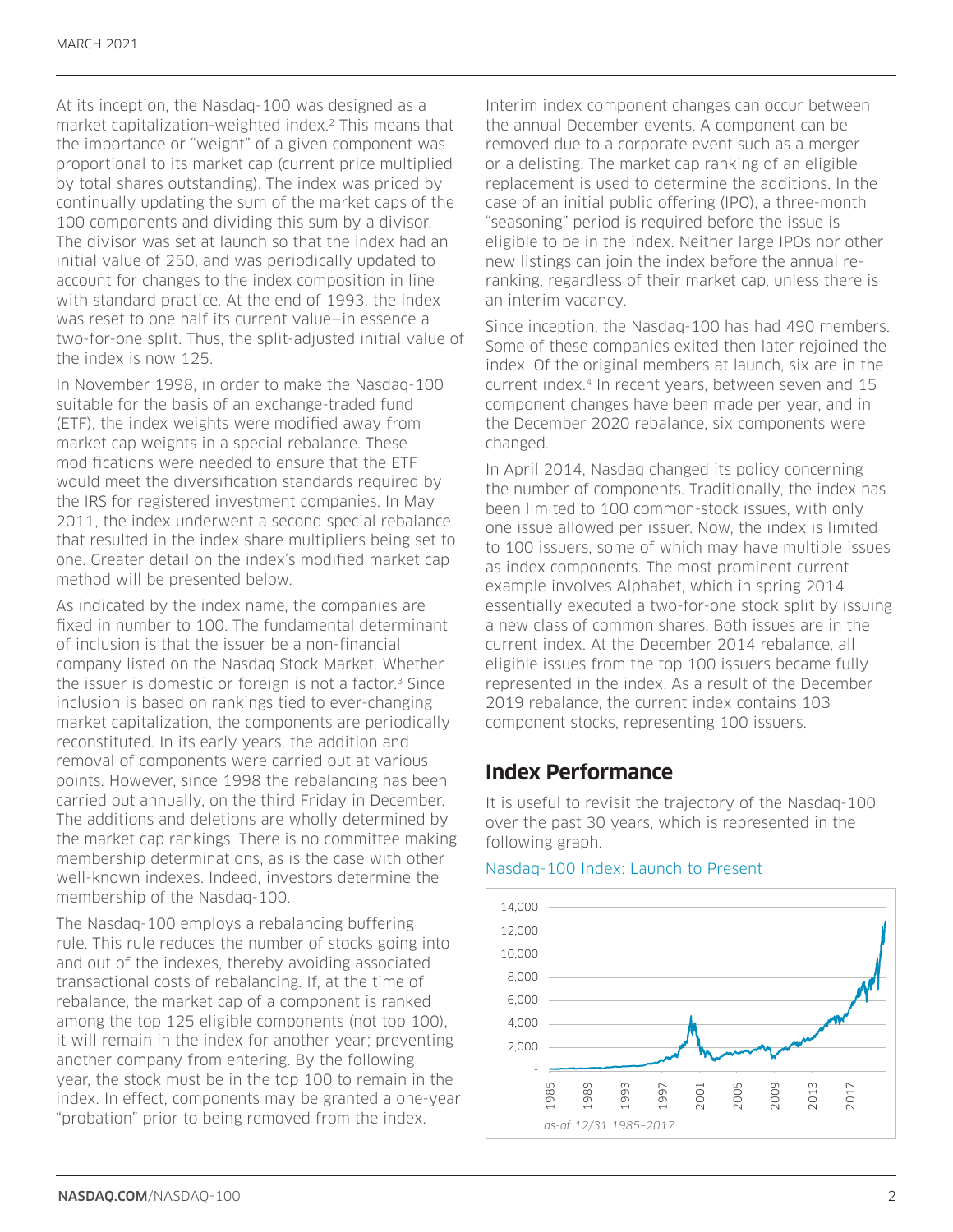At its inception, the Nasdaq-100 was designed as a market capitalization-weighted index.[2] This means that the importance or "weight" of a given component was proportional to its market cap (current price multiplied by total shares outstanding). The index was priced by continually updating the sum of the market caps of the 100 components and dividing this sum by a divisor. The divisor was set at launch so that the index had an initial value of 250, and was periodically updated to account for changes to the index composition in line with standard practice. At the end of 1993, the index was reset to one half its current value—in essence a two-for-one split. Thus, the split-adjusted initial value of the index is now 125.

In November 1998, in order to make the Nasdaq-100 suitable for the basis of an exchange-traded fund (ETF), the index weights were modified away from market cap weights in a special rebalance. These modifications were needed to ensure that the ETF would meet the diversification standards required by the IRS for registered investment companies. In May 2011, the index underwent a second special rebalance that resulted in the index share multipliers being set to one. Greater detail on the index's modified market cap method will be presented below.

As indicated by the index name, the companies are fixed in number to 100. The fundamental determinant of inclusion is that the issuer be a non-financial company listed on the Nasdaq Stock Market. Whether the issuer is domestic or foreign is not a factor.[3] Since inclusion is based on rankings tied to ever-changing market capitalization, the components are periodically reconstituted. In its early years, the addition and removal of components were carried out at various points. However, since 1998 the rebalancing has been carried out annually, on the third Friday in December. The additions and deletions are wholly determined by the market cap rankings. There is no committee making membership determinations, as is the case with other well-known indexes. Indeed, investors determine the membership of the Nasdaq-100.

The Nasdaq-100 employs a rebalancing buffering rule. This rule reduces the number of stocks going into and out of the indexes, thereby avoiding associated transactional costs of rebalancing. If, at the time of rebalance, the market cap of a component is ranked among the top 125 eligible components (not top 100), it will remain in the index for another year; preventing another company from entering. By the following year, the stock must be in the top 100 to remain in the index. In effect, components may be granted a one-year "probation" prior to being removed from the index.

Interim index component changes can occur between the annual December events. A component can be removed due to a corporate event such as a merger or a delisting. The market cap ranking of an eligible replacement is used to determine the additions. In the case of an initial public offering (IPO), a three-month "seasoning" period is required before the issue is eligible to be in the index. Neither large IPOs nor other new listings can join the index before the annual re-ranking, regardless of their market cap, unless there is an interim vacancy.

Since inception, the Nasdaq-100 has had 490 members. Some of these companies exited then later rejoined the index. Of the original members at launch, six are in the current index.[4] In recent years, between seven and 15 component changes have been made per year, and in the December 2020 rebalance, six components were changed.

In April 2014, Nasdaq changed its policy concerning the number of components. Traditionally, the index has been limited to 100 common-stock issues, with only one issue allowed per issuer. Now, the index is limited to 100 issuers, some of which may have multiple issues as index components. The most prominent current example involves Alphabet, which in spring 2014 essentially executed a two-for-one stock split by issuing a new class of common shares. Both issues are in the current index. At the December 2014 rebalance, all eligible issues from the top 100 issuers became fully represented in the index. As a result of the December 2019 rebalance, the current index contains 103 component stocks, representing 100 issuers.

## Index Performance

It is useful to revisit the trajectory of the Nasdaq-100 over the past 30 years, which is represented in the following graph.

Nasdaq-100 Index: Launch to Present

*as-of 12/31 1985–2017*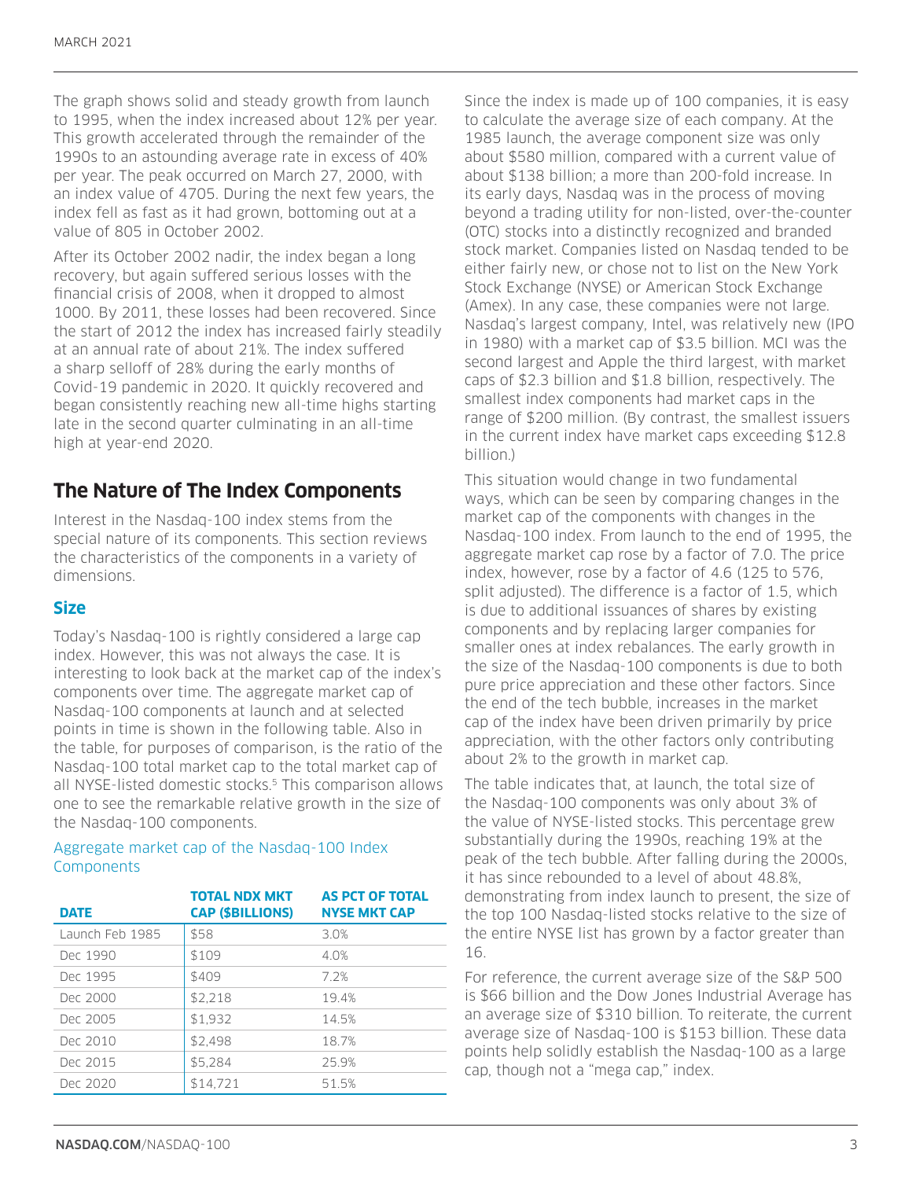The graph shows solid and steady growth from launch to 1995, when the index increased about 12% per year. This growth accelerated through the remainder of the 1990s to an astounding average rate in excess of 40% per year. The peak occurred on March 27, 2000, with an index value of 4705. During the next few years, the index fell as fast as it had grown, bottoming out at a value of 805 in October 2002.

After its October 2002 nadir, the index began a long recovery, but again suffered serious losses with the financial crisis of 2008, when it dropped to almost 1000. By 2011, these losses had been recovered. Since the start of 2012 the index has increased fairly steadily at an annual rate of about 21%. The index suffered a sharp selloff of 28% during the early months of Covid-19 pandemic in 2020. It quickly recovered and began consistently reaching new all-time highs starting late in the second quarter culminating in an all-time high at year-end 2020.

## The Nature of The Index Components

Interest in the Nasdaq-100 index stems from the special nature of its components. This section reviews the characteristics of the components in a variety of dimensions.

### Size

Today's Nasdaq-100 is rightly considered a large cap index. However, this was not always the case. It is interesting to look back at the market cap of the index's components over time. The aggregate market cap of Nasdaq-100 components at launch and at selected points in time is shown in the following table. Also in the table, for purposes of comparison, is the ratio of the Nasdaq-100 total market cap to the total market cap of all NYSE-listed domestic stocks.[5] This comparison allows one to see the remarkable relative growth in the size of the Nasdaq-100 components.

Aggregate market cap of the Nasdaq-100 Index Components

| DATE | TOTAL NDX MKT CAP ($BILLIONS) | AS PCT OF TOTAL NYSE MKT CAP |
|---|---|---|
| Launch Feb 1985 | $58 | 3.0% |
| Dec 1990 | $109 | 4.0% |
| Dec 1995 | $409 | 7.2% |
| Dec 2000 | $2,218 | 19.4% |
| Dec 2005 | $1,932 | 14.5% |
| Dec 2010 | $2,498 | 18.7% |
| Dec 2015 | $5,284 | 25.9% |
| Dec 2020 | $14,721 | 51.5% |

Since the index is made up of 100 companies, it is easy to calculate the average size of each company. At the 1985 launch, the average component size was only about $580 million, compared with a current value of about $138 billion; a more than 200-fold increase. In its early days, Nasdaq was in the process of moving beyond a trading utility for non-listed, over-the-counter (OTC) stocks into a distinctly recognized and branded stock market. Companies listed on Nasdaq tended to be either fairly new, or chose not to list on the New York Stock Exchange (NYSE) or American Stock Exchange (Amex). In any case, these companies were not large. Nasdaq's largest company, Intel, was relatively new (IPO in 1980) with a market cap of $3.5 billion. MCI was the second largest and Apple the third largest, with market caps of $2.3 billion and $1.8 billion, respectively. The smallest index components had market caps in the range of $200 million. (By contrast, the smallest issuers in the current index have market caps exceeding $12.8 billion.)

This situation would change in two fundamental ways, which can be seen by comparing changes in the market cap of the components with changes in the Nasdaq-100 index. From launch to the end of 1995, the aggregate market cap rose by a factor of 7.0. The price index, however, rose by a factor of 4.6 (125 to 576, split adjusted). The difference is a factor of 1.5, which is due to additional issuances of shares by existing components and by replacing larger companies for smaller ones at index rebalances. The early growth in the size of the Nasdaq-100 components is due to both pure price appreciation and these other factors. Since the end of the tech bubble, increases in the market cap of the index have been driven primarily by price appreciation, with the other factors only contributing about 2% to the growth in market cap.

The table indicates that, at launch, the total size of the Nasdaq-100 components was only about 3% of the value of NYSE-listed stocks. This percentage grew substantially during the 1990s, reaching 19% at the peak of the tech bubble. After falling during the 2000s, it has since rebounded to a level of about 48.8%, demonstrating from index launch to present, the size of the top 100 Nasdaq-listed stocks relative to the size of the entire NYSE list has grown by a factor greater than 16.

For reference, the current average size of the S&P 500 is $66 billion and the Dow Jones Industrial Average has an average size of $310 billion. To reiterate, the current average size of Nasdaq-100 is $153 billion. These data points help solidly establish the Nasdaq-100 as a large cap, though not a "mega cap," index.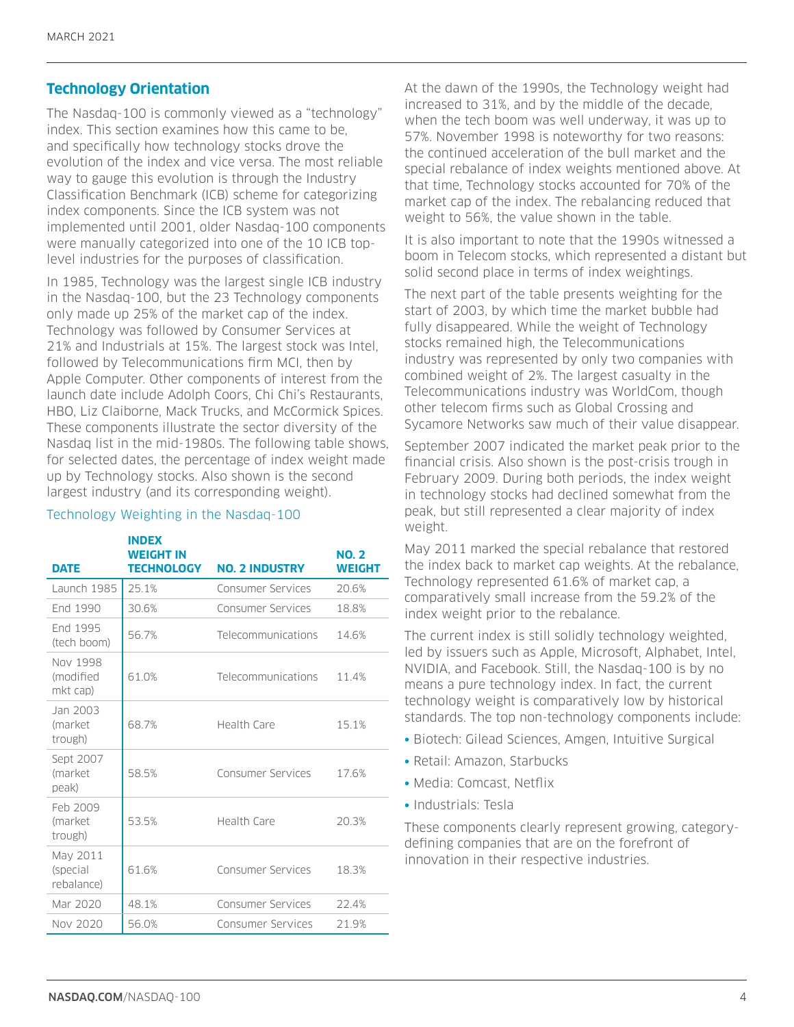## Technology Orientation

The Nasdaq-100 is commonly viewed as a "technology" index. This section examines how this came to be, and specifically how technology stocks drove the evolution of the index and vice versa. The most reliable way to gauge this evolution is through the Industry Classification Benchmark (ICB) scheme for categorizing index components. Since the ICB system was not implemented until 2001, older Nasdaq-100 components were manually categorized into one of the 10 ICB top-level industries for the purposes of classification.

In 1985, Technology was the largest single ICB industry in the Nasdaq-100, but the 23 Technology components only made up 25% of the market cap of the index. Technology was followed by Consumer Services at 21% and Industrials at 15%. The largest stock was Intel, followed by Telecommunications firm MCI, then by Apple Computer. Other components of interest from the launch date include Adolph Coors, Chi Chi's Restaurants, HBO, Liz Claiborne, Mack Trucks, and McCormick Spices. These components illustrate the sector diversity of the Nasdaq list in the mid-1980s. The following table shows, for selected dates, the percentage of index weight made up by Technology stocks. Also shown is the second largest industry (and its corresponding weight).

Technology Weighting in the Nasdaq-100

| DATE | INDEX WEIGHT IN TECHNOLOGY | NO. 2 INDUSTRY | NO. 2 WEIGHT |
|---|---|---|---|
| Launch 1985 | 25.1% | Consumer Services | 20.6% |
| End 1990 | 30.6% | Consumer Services | 18.8% |
| End 1995 (tech boom) | 56.7% | Telecommunications | 14.6% |
| Nov 1998 (modified mkt cap) | 61.0% | Telecommunications | 11.4% |
| Jan 2003 (market trough) | 68.7% | Health Care | 15.1% |
| Sept 2007 (market peak) | 58.5% | Consumer Services | 17.6% |
| Feb 2009 (market trough) | 53.5% | Health Care | 20.3% |
| May 2011 (special rebalance) | 61.6% | Consumer Services | 18.3% |
| Mar 2020 | 48.1% | Consumer Services | 22.4% |
| Nov 2020 | 56.0% | Consumer Services | 21.9% |

At the dawn of the 1990s, the Technology weight had increased to 31%, and by the middle of the decade, when the tech boom was well underway, it was up to 57%. November 1998 is noteworthy for two reasons: the continued acceleration of the bull market and the special rebalance of index weights mentioned above. At that time, Technology stocks accounted for 70% of the market cap of the index. The rebalancing reduced that weight to 56%, the value shown in the table.

It is also important to note that the 1990s witnessed a boom in Telecom stocks, which represented a distant but solid second place in terms of index weightings.

The next part of the table presents weighting for the start of 2003, by which time the market bubble had fully disappeared. While the weight of Technology stocks remained high, the Telecommunications industry was represented by only two companies with combined weight of 2%. The largest casualty in the Telecommunications industry was WorldCom, though other telecom firms such as Global Crossing and Sycamore Networks saw much of their value disappear.

September 2007 indicated the market peak prior to the financial crisis. Also shown is the post-crisis trough in February 2009. During both periods, the index weight in technology stocks had declined somewhat from the peak, but still represented a clear majority of index weight.

May 2011 marked the special rebalance that restored the index back to market cap weights. At the rebalance, Technology represented 61.6% of market cap, a comparatively small increase from the 59.2% of the index weight prior to the rebalance.

The current index is still solidly technology weighted, led by issuers such as Apple, Microsoft, Alphabet, Intel, NVIDIA, and Facebook. Still, the Nasdaq-100 is by no means a pure technology index. In fact, the current technology weight is comparatively low by historical standards. The top non-technology components include:

- Biotech: Gilead Sciences, Amgen, Intuitive Surgical
- Retail: Amazon, Starbucks
- Media: Comcast, Netflix
- Industrials: Tesla

These components clearly represent growing, category-defining companies that are on the forefront of innovation in their respective industries.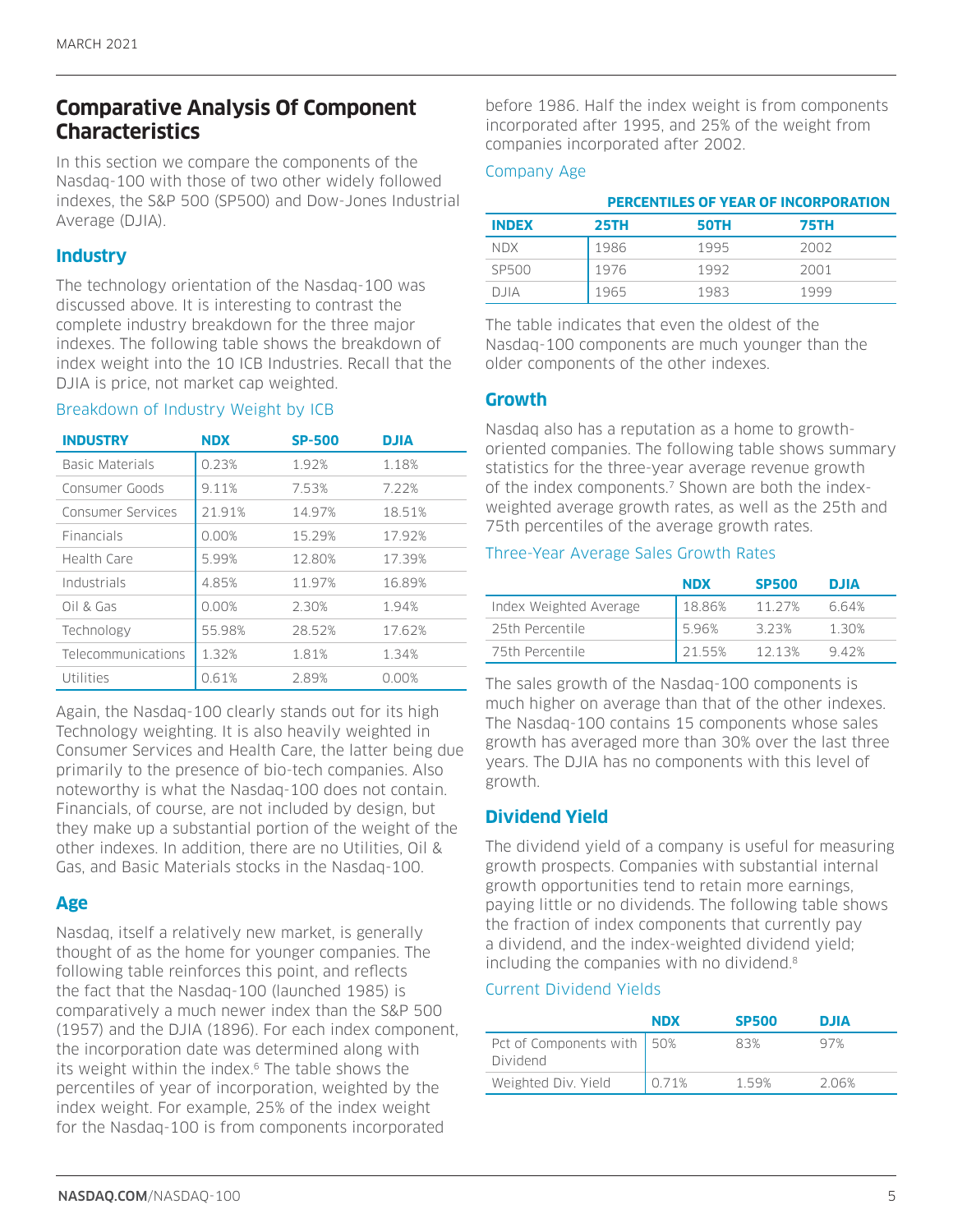## Comparative Analysis Of Component Characteristics

In this section we compare the components of the Nasdaq-100 with those of two other widely followed indexes, the S&P 500 (SP500) and Dow-Jones Industrial Average (DJIA).

### Industry

The technology orientation of the Nasdaq-100 was discussed above. It is interesting to contrast the complete industry breakdown for the three major indexes. The following table shows the breakdown of index weight into the 10 ICB Industries. Recall that the DJIA is price, not market cap weighted.

Breakdown of Industry Weight by ICB

| INDUSTRY | NDX | SP-500 | DJIA |
|---|---|---|---|
| Basic Materials | 0.23% | 1.92% | 1.18% |
| Consumer Goods | 9.11% | 7.53% | 7.22% |
| Consumer Services | 21.91% | 14.97% | 18.51% |
| Financials | 0.00% | 15.29% | 17.92% |
| Health Care | 5.99% | 12.80% | 17.39% |
| Industrials | 4.85% | 11.97% | 16.89% |
| Oil & Gas | 0.00% | 2.30% | 1.94% |
| Technology | 55.98% | 28.52% | 17.62% |
| Telecommunications | 1.32% | 1.81% | 1.34% |
| Utilities | 0.61% | 2.89% | 0.00% |

Again, the Nasdaq-100 clearly stands out for its high Technology weighting. It is also heavily weighted in Consumer Services and Health Care, the latter being due primarily to the presence of bio-tech companies. Also noteworthy is what the Nasdaq-100 does not contain. Financials, of course, are not included by design, but they make up a substantial portion of the weight of the other indexes. In addition, there are no Utilities, Oil & Gas, and Basic Materials stocks in the Nasdaq-100.

### Age

Nasdaq, itself a relatively new market, is generally thought of as the home for younger companies. The following table reinforces this point, and reflects the fact that the Nasdaq-100 (launched 1985) is comparatively a much newer index than the S&P 500 (1957) and the DJIA (1896). For each index component, the incorporation date was determined along with its weight within the index.[6] The table shows the percentiles of year of incorporation, weighted by the index weight. For example, 25% of the index weight for the Nasdaq-100 is from components incorporated before 1986. Half the index weight is from components incorporated after 1995, and 25% of the weight from companies incorporated after 2002.

Company Age

| | PERCENTILES OF YEAR OF INCORPORATION | | |
|---|---|---|---|
| INDEX | 25TH | 50TH | 75TH |
| NDX | 1986 | 1995 | 2002 |
| SP500 | 1976 | 1992 | 2001 |
| DJIA | 1965 | 1983 | 1999 |

The table indicates that even the oldest of the Nasdaq-100 components are much younger than the older components of the other indexes.

### Growth

Nasdaq also has a reputation as a home to growth-oriented companies. The following table shows summary statistics for the three-year average revenue growth of the index components.[7] Shown are both the index-weighted average growth rates, as well as the 25th and 75th percentiles of the average growth rates.

Three-Year Average Sales Growth Rates

| | NDX | SP500 | DJIA |
|---|---|---|---|
| Index Weighted Average | 18.86% | 11.27% | 6.64% |
| 25th Percentile | 5.96% | 3.23% | 1.30% |
| 75th Percentile | 21.55% | 12.13% | 9.42% |

The sales growth of the Nasdaq-100 components is much higher on average than that of the other indexes. The Nasdaq-100 contains 15 components whose sales growth has averaged more than 30% over the last three years. The DJIA has no components with this level of growth.

### Dividend Yield

The dividend yield of a company is useful for measuring growth prospects. Companies with substantial internal growth opportunities tend to retain more earnings, paying little or no dividends. The following table shows the fraction of index components that currently pay a dividend, and the index-weighted dividend yield; including the companies with no dividend.[8]

Current Dividend Yields

| | NDX | SP500 | DJIA |
|---|---|---|---|
| Pct of Components with Dividend | 50% | 83% | 97% |
| Weighted Div. Yield | 0.71% | 1.59% | 2.06% |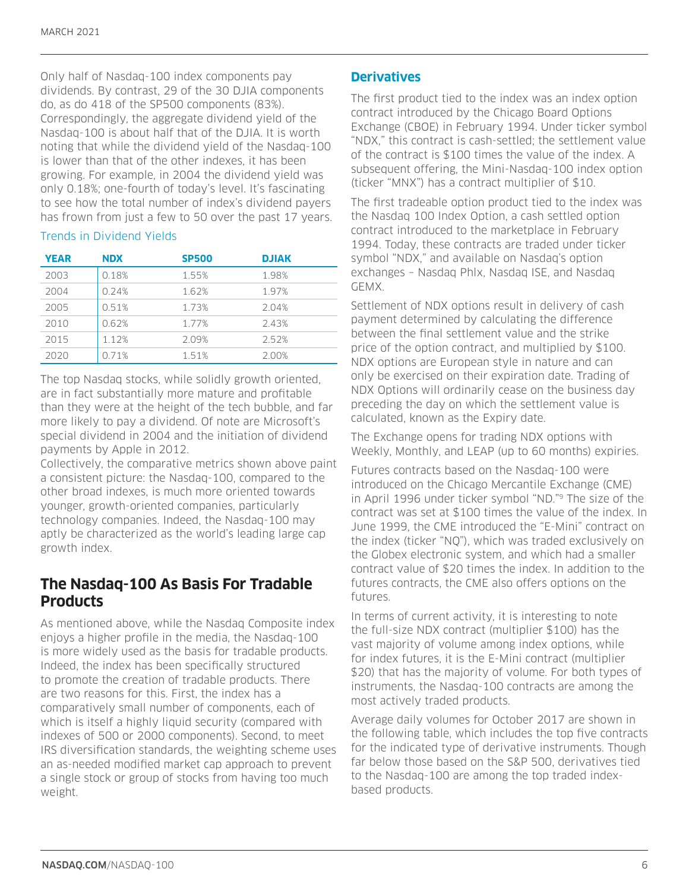Only half of Nasdaq-100 index components pay dividends. By contrast, 29 of the 30 DJIA components do, as do 418 of the SP500 components (83%). Correspondingly, the aggregate dividend yield of the Nasdaq-100 is about half that of the DJIA. It is worth noting that while the dividend yield of the Nasdaq-100 is lower than that of the other indexes, it has been growing. For example, in 2004 the dividend yield was only 0.18%; one-fourth of today's level. It's fascinating to see how the total number of index's dividend payers has frown from just a few to 50 over the past 17 years.

Trends in Dividend Yields

| YEAR | NDX | SP500 | DJIAK |
|---|---|---|---|
| 2003 | 0.18% | 1.55% | 1.98% |
| 2004 | 0.24% | 1.62% | 1.97% |
| 2005 | 0.51% | 1.73% | 2.04% |
| 2010 | 0.62% | 1.77% | 2.43% |
| 2015 | 1.12% | 2.09% | 2.52% |
| 2020 | 0.71% | 1.51% | 2.00% |

The top Nasdaq stocks, while solidly growth oriented, are in fact substantially more mature and profitable than they were at the height of the tech bubble, and far more likely to pay a dividend. Of note are Microsoft's special dividend in 2004 and the initiation of dividend payments by Apple in 2012.

Collectively, the comparative metrics shown above paint a consistent picture: the Nasdaq-100, compared to the other broad indexes, is much more oriented towards younger, growth-oriented companies, particularly technology companies. Indeed, the Nasdaq-100 may aptly be characterized as the world's leading large cap growth index.

## The Nasdaq-100 As Basis For Tradable Products

As mentioned above, while the Nasdaq Composite index enjoys a higher profile in the media, the Nasdaq-100 is more widely used as the basis for tradable products. Indeed, the index has been specifically structured to promote the creation of tradable products. There are two reasons for this. First, the index has a comparatively small number of components, each of which is itself a highly liquid security (compared with indexes of 500 or 2000 components). Second, to meet IRS diversification standards, the weighting scheme uses an as-needed modified market cap approach to prevent a single stock or group of stocks from having too much weight.

### Derivatives

The first product tied to the index was an index option contract introduced by the Chicago Board Options Exchange (CBOE) in February 1994. Under ticker symbol "NDX," this contract is cash-settled; the settlement value of the contract is $100 times the value of the index. A subsequent offering, the Mini-Nasdaq-100 index option (ticker "MNX") has a contract multiplier of $10.

The first tradeable option product tied to the index was the Nasdaq 100 Index Option, a cash settled option contract introduced to the marketplace in February 1994. Today, these contracts are traded under ticker symbol "NDX," and available on Nasdaq's option exchanges – Nasdaq Phlx, Nasdaq ISE, and Nasdaq GEMX.

Settlement of NDX options result in delivery of cash payment determined by calculating the difference between the final settlement value and the strike price of the option contract, and multiplied by $100. NDX options are European style in nature and can only be exercised on their expiration date. Trading of NDX Options will ordinarily cease on the business day preceding the day on which the settlement value is calculated, known as the Expiry date.

The Exchange opens for trading NDX options with Weekly, Monthly, and LEAP (up to 60 months) expiries.

Futures contracts based on the Nasdaq-100 were introduced on the Chicago Mercantile Exchange (CME) in April 1996 under ticker symbol "ND."[9] The size of the contract was set at $100 times the value of the index. In June 1999, the CME introduced the "E-Mini" contract on the index (ticker "NQ"), which was traded exclusively on the Globex electronic system, and which had a smaller contract value of $20 times the index. In addition to the futures contracts, the CME also offers options on the futures.

In terms of current activity, it is interesting to note the full-size NDX contract (multiplier $100) has the vast majority of volume among index options, while for index futures, it is the E-Mini contract (multiplier $20) that has the majority of volume. For both types of instruments, the Nasdaq-100 contracts are among the most actively traded products.

Average daily volumes for October 2017 are shown in the following table, which includes the top five contracts for the indicated type of derivative instruments. Though far below those based on the S&P 500, derivatives tied to the Nasdaq-100 are among the top traded index-based products.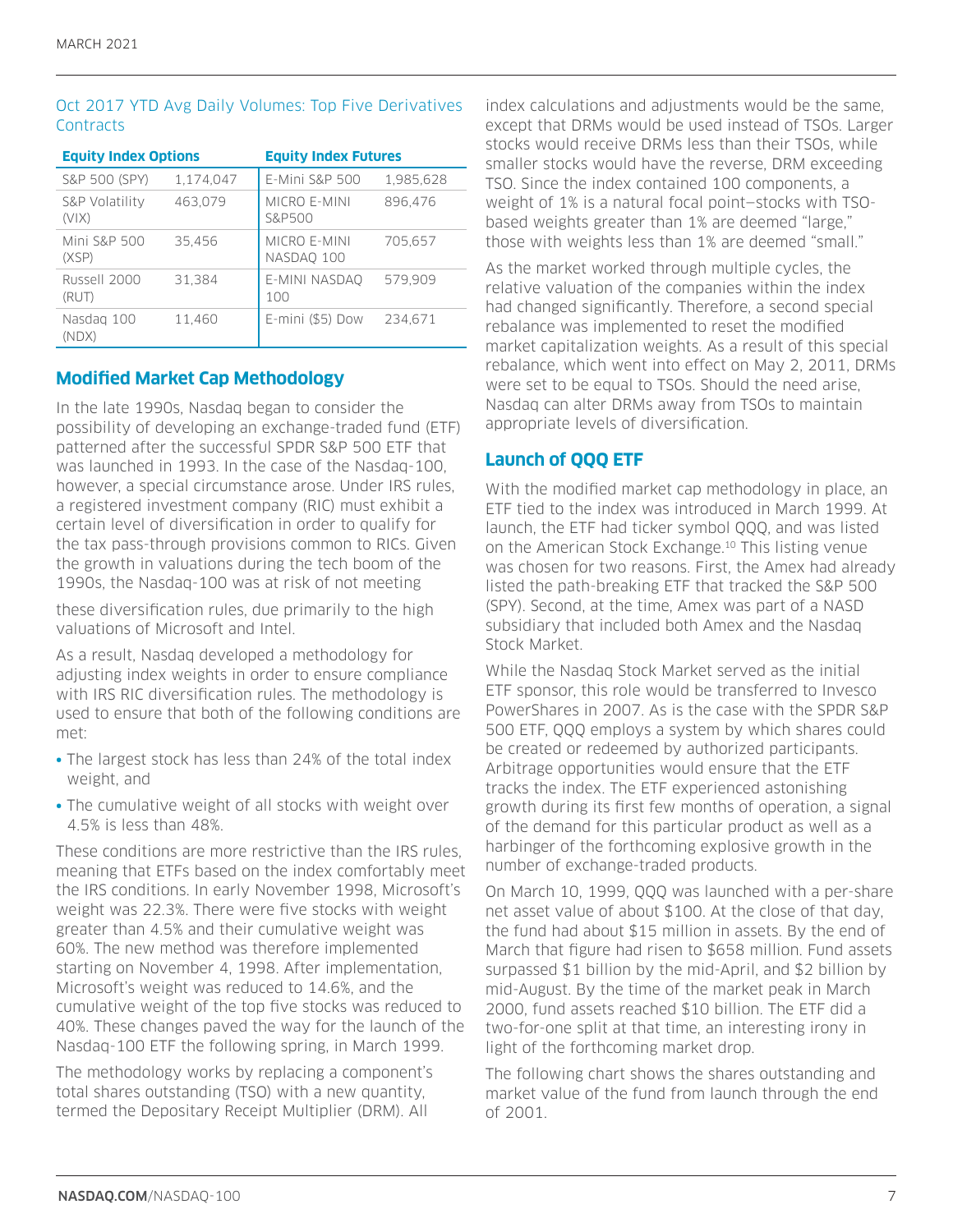Oct 2017 YTD Avg Daily Volumes: Top Five Derivatives Contracts

| Equity Index Options | | Equity Index Futures | |
|---|---|---|---|
| S&P 500 (SPY) | 1,174,047 | E-Mini S&P 500 | 1,985,628 |
| S&P Volatility (VIX) | 463,079 | MICRO E-MINI S&P500 | 896,476 |
| Mini S&P 500 (XSP) | 35,456 | MICRO E-MINI NASDAQ 100 | 705,657 |
| Russell 2000 (RUT) | 31,384 | E-MINI NASDAQ 100 | 579,909 |
| Nasdaq 100 (NDX) | 11,460 | E-mini ($5) Dow | 234,671 |

## Modified Market Cap Methodology

In the late 1990s, Nasdaq began to consider the possibility of developing an exchange-traded fund (ETF) patterned after the successful SPDR S&P 500 ETF that was launched in 1993. In the case of the Nasdaq-100, however, a special circumstance arose. Under IRS rules, a registered investment company (RIC) must exhibit a certain level of diversification in order to qualify for the tax pass-through provisions common to RICs. Given the growth in valuations during the tech boom of the 1990s, the Nasdaq-100 was at risk of not meeting these diversification rules, due primarily to the high valuations of Microsoft and Intel.

As a result, Nasdaq developed a methodology for adjusting index weights in order to ensure compliance with IRS RIC diversification rules. The methodology is used to ensure that both of the following conditions are met:

- The largest stock has less than 24% of the total index weight, and
- The cumulative weight of all stocks with weight over 4.5% is less than 48%.

These conditions are more restrictive than the IRS rules, meaning that ETFs based on the index comfortably meet the IRS conditions. In early November 1998, Microsoft's weight was 22.3%. There were five stocks with weight greater than 4.5% and their cumulative weight was 60%. The new method was therefore implemented starting on November 4, 1998. After implementation, Microsoft's weight was reduced to 14.6%, and the cumulative weight of the top five stocks was reduced to 40%. These changes paved the way for the launch of the Nasdaq-100 ETF the following spring, in March 1999.

The methodology works by replacing a component's total shares outstanding (TSO) with a new quantity, termed the Depositary Receipt Multiplier (DRM). All index calculations and adjustments would be the same, except that DRMs would be used instead of TSOs. Larger stocks would receive DRMs less than their TSOs, while smaller stocks would have the reverse, DRM exceeding TSO. Since the index contained 100 components, a weight of 1% is a natural focal point—stocks with TSO-based weights greater than 1% are deemed "large," those with weights less than 1% are deemed "small."

As the market worked through multiple cycles, the relative valuation of the companies within the index had changed significantly. Therefore, a second special rebalance was implemented to reset the modified market capitalization weights. As a result of this special rebalance, which went into effect on May 2, 2011, DRMs were set to be equal to TSOs. Should the need arise, Nasdaq can alter DRMs away from TSOs to maintain appropriate levels of diversification.

## Launch of QQQ ETF

With the modified market cap methodology in place, an ETF tied to the index was introduced in March 1999. At launch, the ETF had ticker symbol QQQ, and was listed on the American Stock Exchange.[10] This listing venue was chosen for two reasons. First, the Amex had already listed the path-breaking ETF that tracked the S&P 500 (SPY). Second, at the time, Amex was part of a NASD subsidiary that included both Amex and the Nasdaq Stock Market.

While the Nasdaq Stock Market served as the initial ETF sponsor, this role would be transferred to Invesco PowerShares in 2007. As is the case with the SPDR S&P 500 ETF, QQQ employs a system by which shares could be created or redeemed by authorized participants. Arbitrage opportunities would ensure that the ETF tracks the index. The ETF experienced astonishing growth during its first few months of operation, a signal of the demand for this particular product as well as a harbinger of the forthcoming explosive growth in the number of exchange-traded products.

On March 10, 1999, QQQ was launched with a per-share net asset value of about $100. At the close of that day, the fund had about $15 million in assets. By the end of March that figure had risen to $658 million. Fund assets surpassed $1 billion by the mid-April, and $2 billion by mid-August. By the time of the market peak in March 2000, fund assets reached $10 billion. The ETF did a two-for-one split at that time, an interesting irony in light of the forthcoming market drop.

The following chart shows the shares outstanding and market value of the fund from launch through the end of 2001.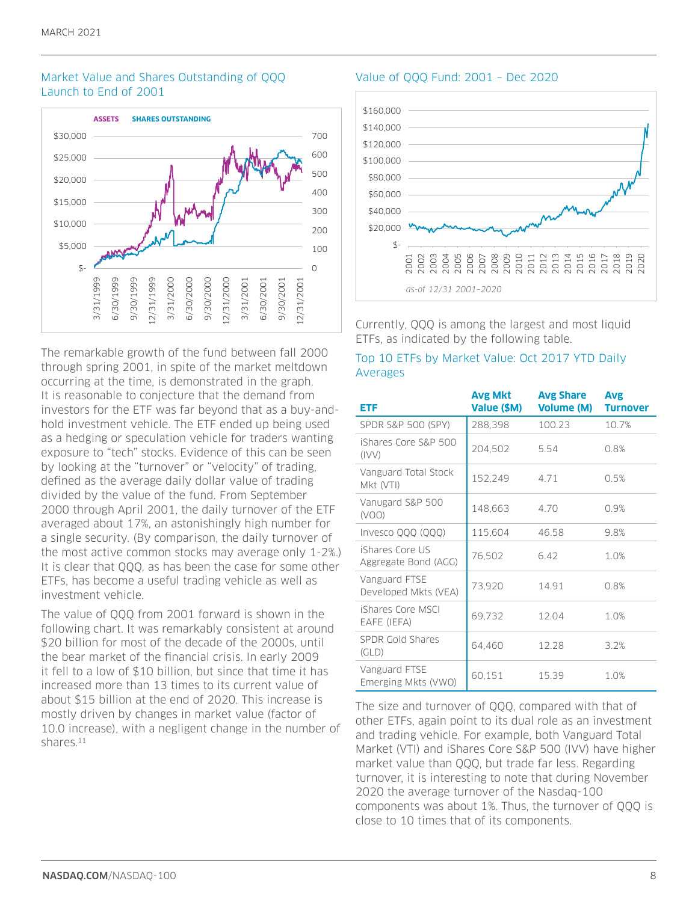### Market Value and Shares Outstanding of QQQ Launch to End of 2001

The remarkable growth of the fund between fall 2000 through spring 2001, in spite of the market meltdown occurring at the time, is demonstrated in the graph. It is reasonable to conjecture that the demand from investors for the ETF was far beyond that as a buy-and-hold investment vehicle. The ETF ended up being used as a hedging or speculation vehicle for traders wanting exposure to "tech" stocks. Evidence of this can be seen by looking at the "turnover" or "velocity" of trading, defined as the average daily dollar value of trading divided by the value of the fund. From September 2000 through April 2001, the daily turnover of the ETF averaged about 17%, an astonishingly high number for a single security. (By comparison, the daily turnover of the most active common stocks may average only 1-2%.) It is clear that QQQ, as has been the case for some other ETFs, has become a useful trading vehicle as well as investment vehicle.

The value of QQQ from 2001 forward is shown in the following chart. It was remarkably consistent at around $20 billion for most of the decade of the 2000s, until the bear market of the financial crisis. In early 2009 it fell to a low of $10 billion, but since that time it has increased more than 13 times to its current value of about $15 billion at the end of 2020. This increase is mostly driven by changes in market value (factor of 10.0 increase), with a negligent change in the number of shares.[11]

### Value of QQQ Fund: 2001 – Dec 2020

*as-of 12/31 2001–2020*

Currently, QQQ is among the largest and most liquid ETFs, as indicated by the following table.

### Top 10 ETFs by Market Value: Oct 2017 YTD Daily Averages

| ETF | Avg Mkt Value ($M) | Avg Share Volume (M) | Avg Turnover |
|---|---|---|---|
| SPDR S&P 500 (SPY) | 288,398 | 100.23 | 10.7% |
| iShares Core S&P 500 (IVV) | 204,502 | 5.54 | 0.8% |
| Vanguard Total Stock Mkt (VTI) | 152,249 | 4.71 | 0.5% |
| Vanugard S&P 500 (VOO) | 148,663 | 4.70 | 0.9% |
| Invesco QQQ (QQQ) | 115,604 | 46.58 | 9.8% |
| iShares Core US Aggregate Bond (AGG) | 76,502 | 6.42 | 1.0% |
| Vanguard FTSE Developed Mkts (VEA) | 73,920 | 14.91 | 0.8% |
| iShares Core MSCI EAFE (IEFA) | 69,732 | 12.04 | 1.0% |
| SPDR Gold Shares (GLD) | 64,460 | 12.28 | 3.2% |
| Vanguard FTSE Emerging Mkts (VWO) | 60,151 | 15.39 | 1.0% |

The size and turnover of QQQ, compared with that of other ETFs, again point to its dual role as an investment and trading vehicle. For example, both Vanguard Total Market (VTI) and iShares Core S&P 500 (IVV) have higher market value than QQQ, but trade far less. Regarding turnover, it is interesting to note that during November 2020 the average turnover of the Nasdaq-100 components was about 1%. Thus, the turnover of QQQ is close to 10 times that of its components.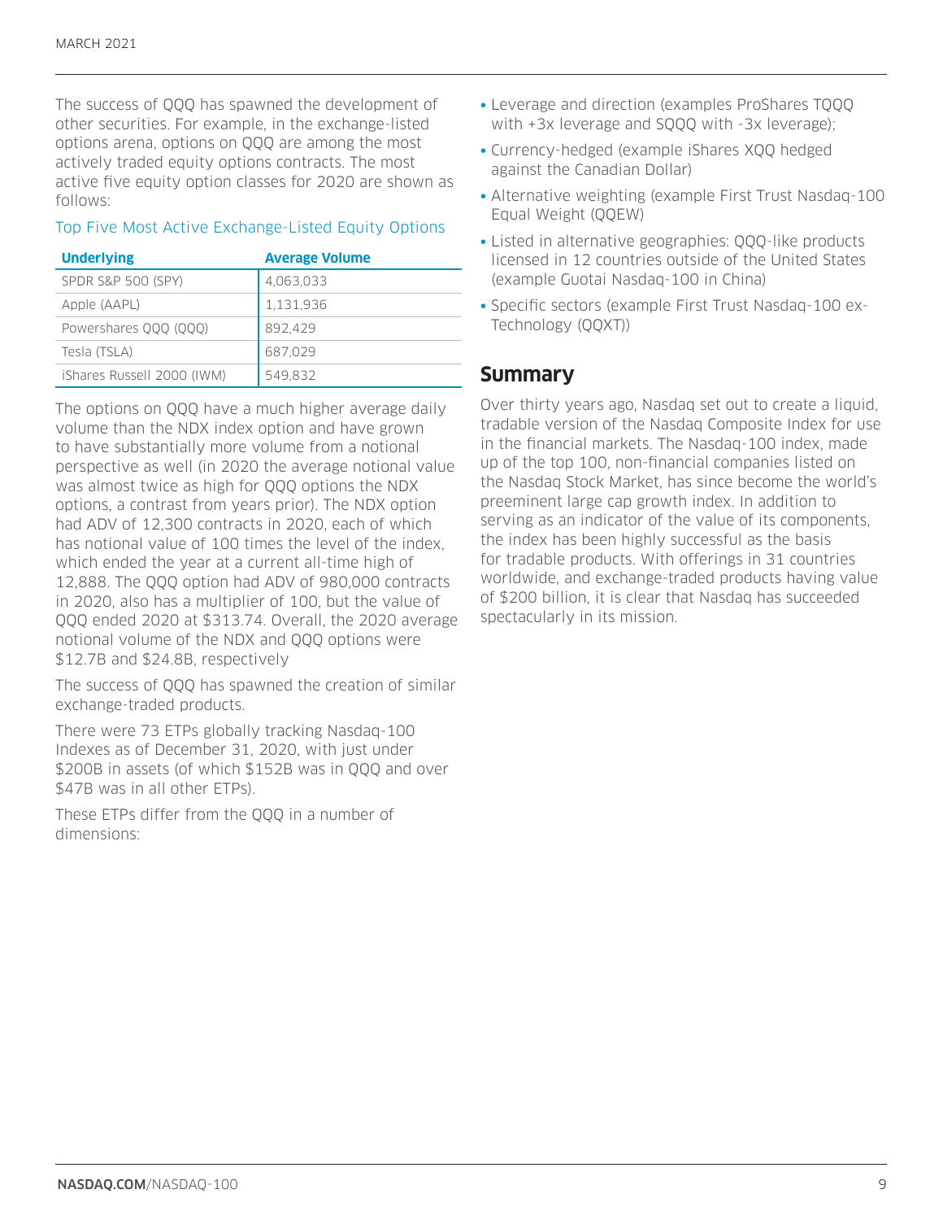The success of QQQ has spawned the development of other securities. For example, in the exchange-listed options arena, options on QQQ are among the most actively traded equity options contracts. The most active five equity option classes for 2020 are shown as follows:

Top Five Most Active Exchange-Listed Equity Options

| Underlying | Average Volume |
| --- | --- |
| SPDR S&P 500 (SPY) | 4,063,033 |
| Apple (AAPL) | 1,131,936 |
| Powershares QQQ (QQQ) | 892,429 |
| Tesla (TSLA) | 687,029 |
| iShares Russell 2000 (IWM) | 549,832 |

The options on QQQ have a much higher average daily volume than the NDX index option and have grown to have substantially more volume from a notional perspective as well (in 2020 the average notional value was almost twice as high for QQQ options the NDX options, a contrast from years prior). The NDX option had ADV of 12,300 contracts in 2020, each of which has notional value of 100 times the level of the index, which ended the year at a current all-time high of 12,888. The QQQ option had ADV of 980,000 contracts in 2020, also has a multiplier of 100, but the value of QQQ ended 2020 at $313.74. Overall, the 2020 average notional volume of the NDX and QQQ options were $12.7B and $24.8B, respectively

The success of QQQ has spawned the creation of similar exchange-traded products.

There were 73 ETPs globally tracking Nasdaq-100 Indexes as of December 31, 2020, with just under $200B in assets (of which $152B was in QQQ and over $47B was in all other ETPs).

These ETPs differ from the QQQ in a number of dimensions:

- Leverage and direction (examples ProShares TQQQ with +3x leverage and SQQQ with -3x leverage);
- Currency-hedged (example iShares XQQ hedged against the Canadian Dollar)
- Alternative weighting (example First Trust Nasdaq-100 Equal Weight (QQEW)
- Listed in alternative geographies: QQQ-like products licensed in 12 countries outside of the United States (example Guotai Nasdaq-100 in China)
- Specific sectors (example First Trust Nasdaq-100 ex-Technology (QQXT))

## Summary

Over thirty years ago, Nasdaq set out to create a liquid, tradable version of the Nasdaq Composite Index for use in the financial markets. The Nasdaq-100 index, made up of the top 100, non-financial companies listed on the Nasdaq Stock Market, has since become the world's preeminent large cap growth index. In addition to serving as an indicator of the value of its components, the index has been highly successful as the basis for tradable products. With offerings in 31 countries worldwide, and exchange-traded products having value of $200 billion, it is clear that Nasdaq has succeeded spectacularly in its mission.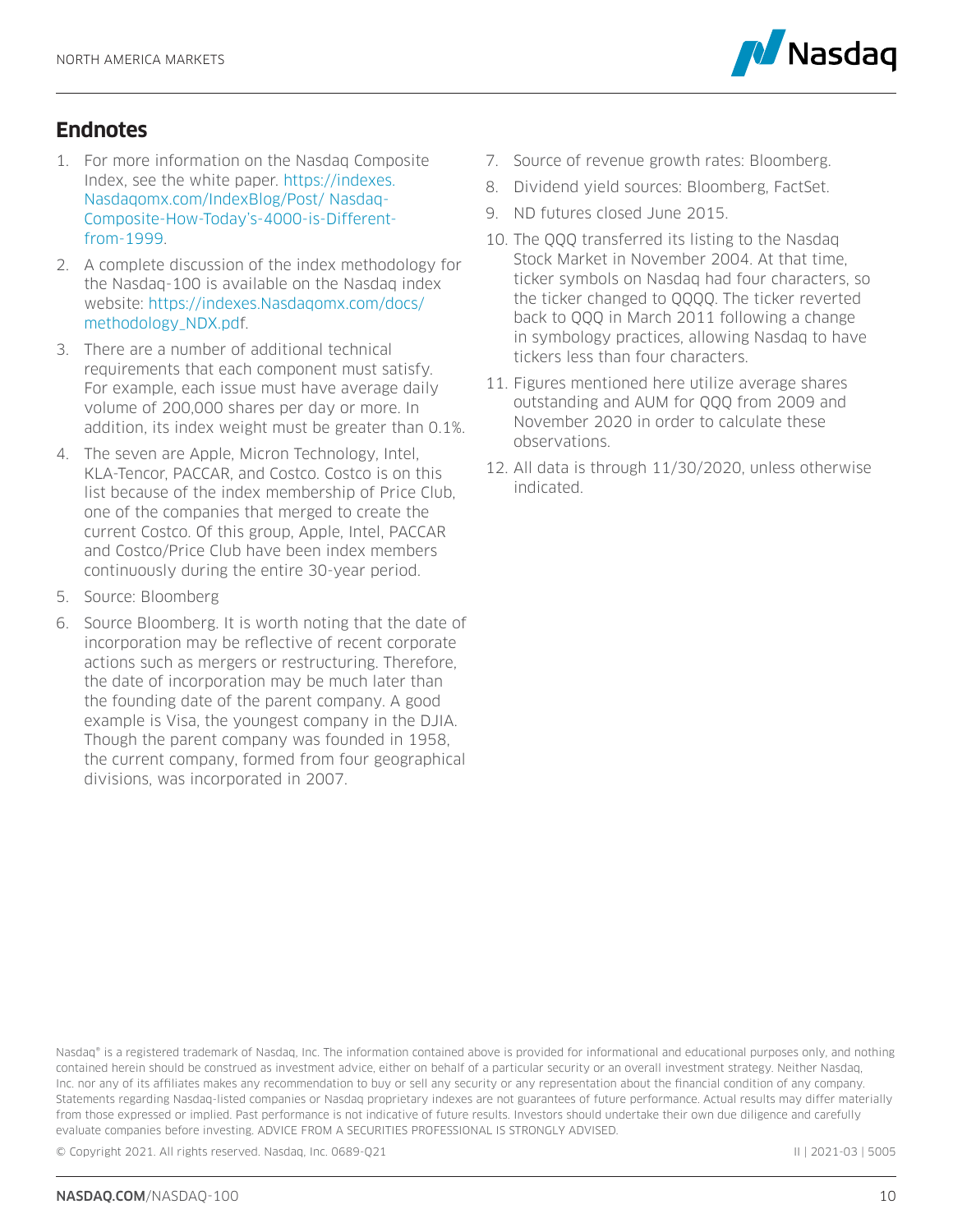## Endnotes

1. For more information on the Nasdaq Composite Index, see the white paper. https://indexes.Nasdaqomx.com/IndexBlog/Post/ Nasdaq-Composite-How-Today's-4000-is-Different-from-1999.
2. A complete discussion of the index methodology for the Nasdaq-100 is available on the Nasdaq index website: https://indexes.Nasdaqomx.com/docs/methodology_NDX.pdf.
3. There are a number of additional technical requirements that each component must satisfy. For example, each issue must have average daily volume of 200,000 shares per day or more. In addition, its index weight must be greater than 0.1%.
4. The seven are Apple, Micron Technology, Intel, KLA-Tencor, PACCAR, and Costco. Costco is on this list because of the index membership of Price Club, one of the companies that merged to create the current Costco. Of this group, Apple, Intel, PACCAR and Costco/Price Club have been index members continuously during the entire 30-year period.
5. Source: Bloomberg
6. Source Bloomberg. It is worth noting that the date of incorporation may be reflective of recent corporate actions such as mergers or restructuring. Therefore, the date of incorporation may be much later than the founding date of the parent company. A good example is Visa, the youngest company in the DJIA. Though the parent company was founded in 1958, the current company, formed from four geographical divisions, was incorporated in 2007.
7. Source of revenue growth rates: Bloomberg.
8. Dividend yield sources: Bloomberg, FactSet.
9. ND futures closed June 2015.
10. The QQQ transferred its listing to the Nasdaq Stock Market in November 2004. At that time, ticker symbols on Nasdaq had four characters, so the ticker changed to QQQQ. The ticker reverted back to QQQ in March 2011 following a change in symbology practices, allowing Nasdaq to have tickers less than four characters.
11. Figures mentioned here utilize average shares outstanding and AUM for QQQ from 2009 and November 2020 in order to calculate these observations.
12. All data is through 11/30/2020, unless otherwise indicated.

Nasdaq® is a registered trademark of Nasdaq, Inc. The information contained above is provided for informational and educational purposes only, and nothing contained herein should be construed as investment advice, either on behalf of a particular security or an overall investment strategy. Neither Nasdaq, Inc. nor any of its affiliates makes any recommendation to buy or sell any security or any representation about the financial condition of any company. Statements regarding Nasdaq-listed companies or Nasdaq proprietary indexes are not guarantees of future performance. Actual results may differ materially from those expressed or implied. Past performance is not indicative of future results. Investors should undertake their own due diligence and carefully evaluate companies before investing. ADVICE FROM A SECURITIES PROFESSIONAL IS STRONGLY ADVISED.

© Copyright 2021. All rights reserved. Nasdaq, Inc. 0689-Q21

II | 2021-03 | 5005